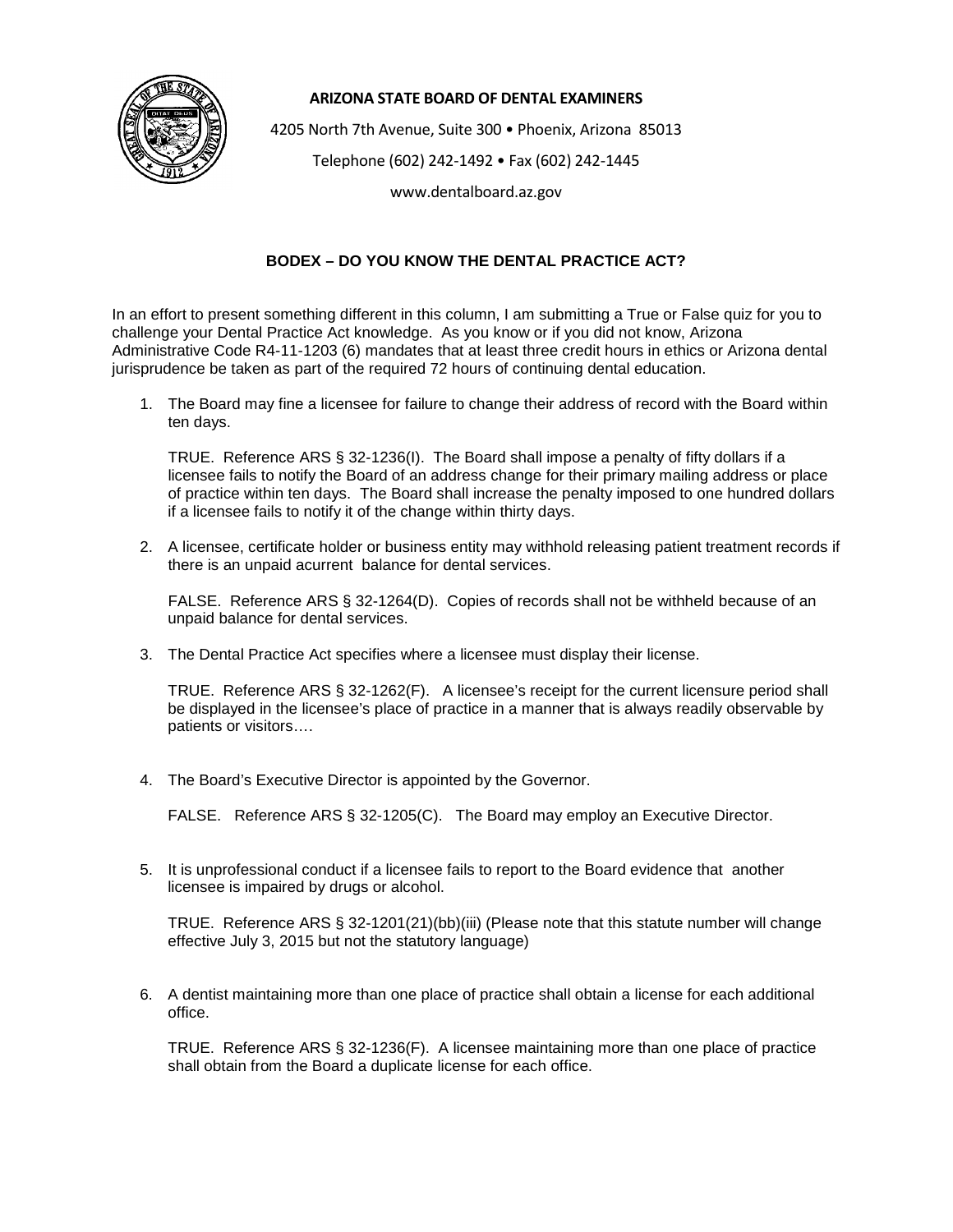**ARIZONA STATE BOARD OF DENTAL EXAMINERS**

4205 North 7th Avenue, Suite 300 • Phoenix, Arizona 85013

Telephone (602) 242-1492 • Fax (602) 242-1445

www.dentalboard.az.gov

## BODEX – DO YOU KNOW THE DENTAL PRACTICE ACT?

In an effort to present something different in this column, I am submitting a True or False quiz for you to challenge your Dental Practice Act knowledge. As you know or if you did not know, Arizona Administrative Code R4-11-1203 (6) mandates that at least three credit hours in ethics or Arizona dental jurisprudence be taken as part of the required 72 hours of continuing dental education.

1. The Board may fine a licensee for failure to change their address of record with the Board within ten days.

   TRUE. Reference ARS § 32-1236(I). The Board shall impose a penalty of fifty dollars if a licensee fails to notify the Board of an address change for their primary mailing address or place of practice within ten days. The Board shall increase the penalty imposed to one hundred dollars if a licensee fails to notify it of the change within thirty days.

2. A licensee, certificate holder or business entity may withhold releasing patient treatment records if there is an unpaid acurrent balance for dental services.

   FALSE. Reference ARS § 32-1264(D). Copies of records shall not be withheld because of an unpaid balance for dental services.

3. The Dental Practice Act specifies where a licensee must display their license.

   TRUE. Reference ARS § 32-1262(F). A licensee's receipt for the current licensure period shall be displayed in the licensee's place of practice in a manner that is always readily observable by patients or visitors….

4. The Board's Executive Director is appointed by the Governor.

   FALSE. Reference ARS § 32-1205(C). The Board may employ an Executive Director.

5. It is unprofessional conduct if a licensee fails to report to the Board evidence that another licensee is impaired by drugs or alcohol.

   TRUE. Reference ARS § 32-1201(21)(bb)(iii) (Please note that this statute number will change effective July 3, 2015 but not the statutory language)

6. A dentist maintaining more than one place of practice shall obtain a license for each additional office.

   TRUE. Reference ARS § 32-1236(F). A licensee maintaining more than one place of practice shall obtain from the Board a duplicate license for each office.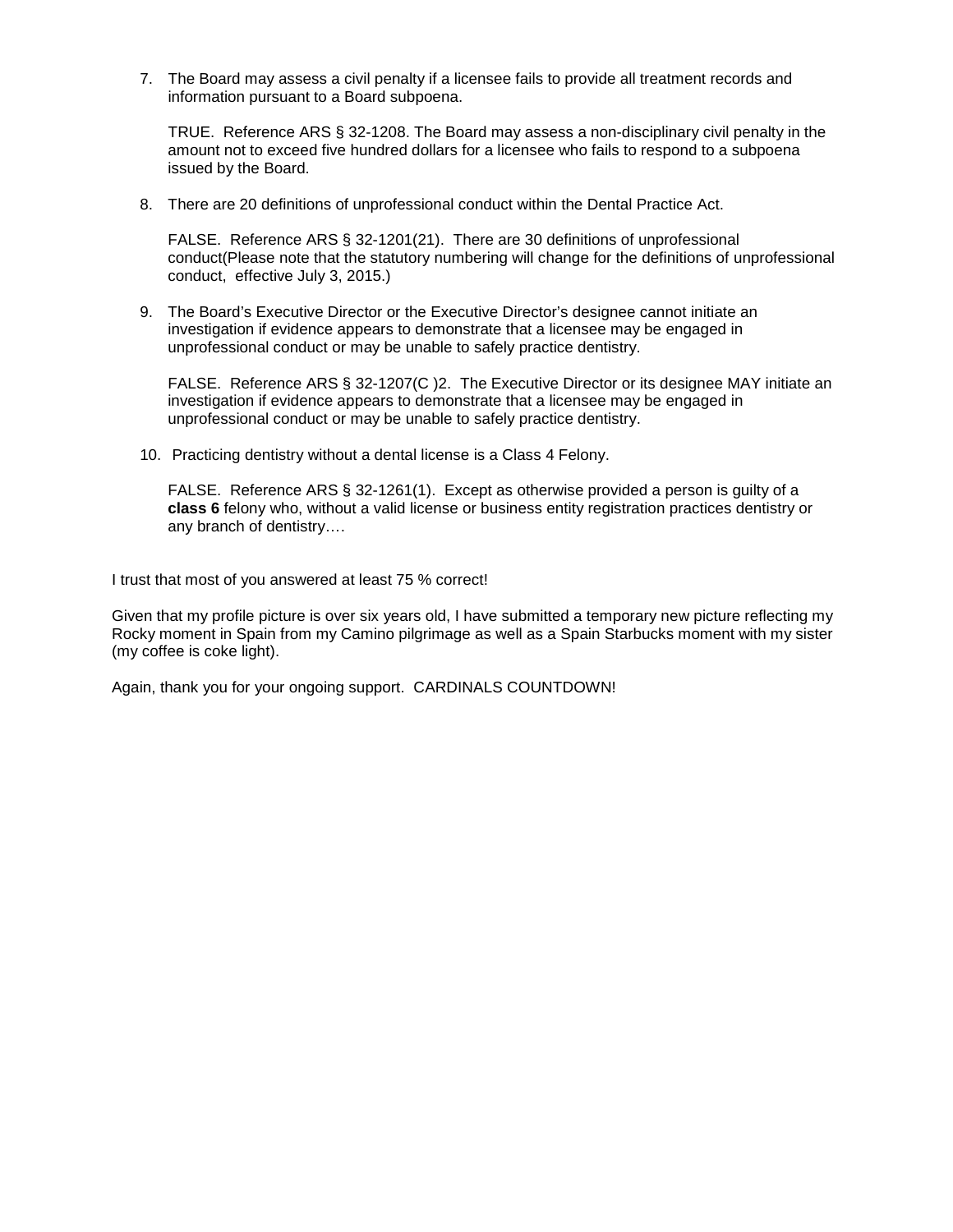7. The Board may assess a civil penalty if a licensee fails to provide all treatment records and information pursuant to a Board subpoena.

   TRUE. Reference ARS § 32-1208. The Board may assess a non-disciplinary civil penalty in the amount not to exceed five hundred dollars for a licensee who fails to respond to a subpoena issued by the Board.

8. There are 20 definitions of unprofessional conduct within the Dental Practice Act.

   FALSE. Reference ARS § 32-1201(21). There are 30 definitions of unprofessional conduct(Please note that the statutory numbering will change for the definitions of unprofessional conduct, effective July 3, 2015.)

9. The Board's Executive Director or the Executive Director's designee cannot initiate an investigation if evidence appears to demonstrate that a licensee may be engaged in unprofessional conduct or may be unable to safely practice dentistry.

   FALSE. Reference ARS § 32-1207(C )2. The Executive Director or its designee MAY initiate an investigation if evidence appears to demonstrate that a licensee may be engaged in unprofessional conduct or may be unable to safely practice dentistry.

10. Practicing dentistry without a dental license is a Class 4 Felony.

    FALSE. Reference ARS § 32-1261(1). Except as otherwise provided a person is guilty of a **class 6** felony who, without a valid license or business entity registration practices dentistry or any branch of dentistry….

I trust that most of you answered at least 75 % correct!

Given that my profile picture is over six years old, I have submitted a temporary new picture reflecting my Rocky moment in Spain from my Camino pilgrimage as well as a Spain Starbucks moment with my sister (my coffee is coke light).

Again, thank you for your ongoing support. CARDINALS COUNTDOWN!